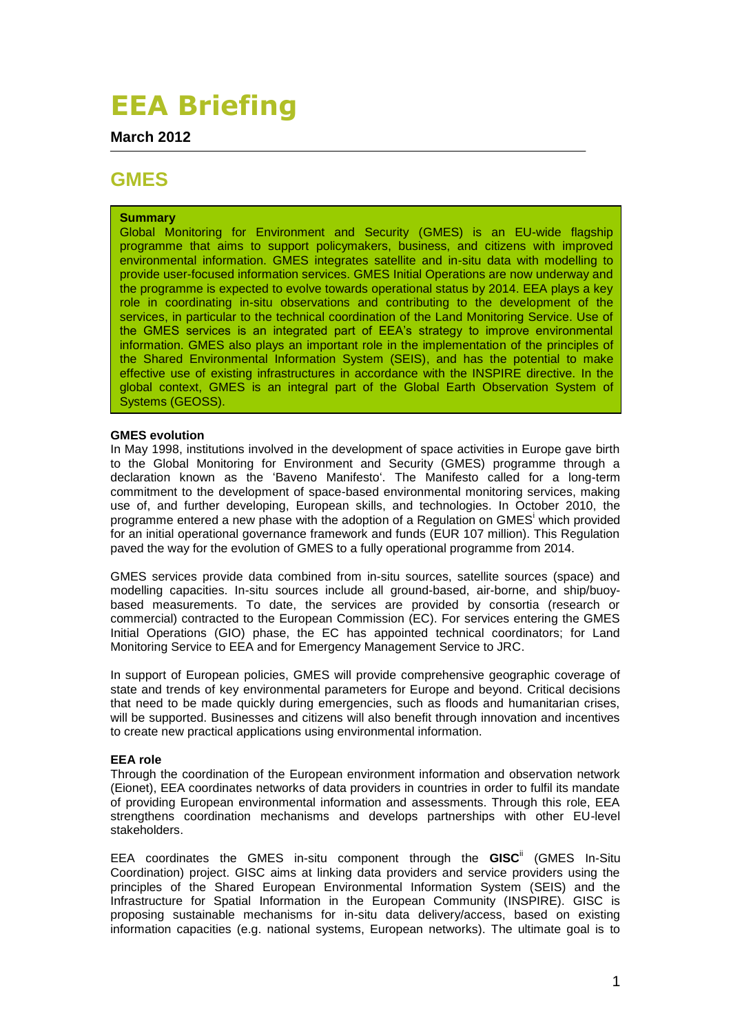# EEA Briefing

**March 2012**

## GMES

**Summary**

Global Monitoring for Environment and Security (GMES) is an EU-wide flagship programme that aims to support policymakers, business, and citizens with improved environmental information. GMES integrates satellite and in-situ data with modelling to provide user-focused information services. GMES Initial Operations are now underway and the programme is expected to evolve towards operational status by 2014. EEA plays a key role in coordinating in-situ observations and contributing to the development of the services, in particular to the technical coordination of the Land Monitoring Service. Use of the GMES services is an integrated part of EEA's strategy to improve environmental information. GMES also plays an important role in the implementation of the principles of the Shared Environmental Information System (SEIS), and has the potential to make effective use of existing infrastructures in accordance with the INSPIRE directive. In the global context, GMES is an integral part of the Global Earth Observation System of Systems (GEOSS).

**GMES evolution**

In May 1998, institutions involved in the development of space activities in Europe gave birth to the Global Monitoring for Environment and Security (GMES) programme through a declaration known as the 'Baveno Manifesto'. The Manifesto called for a long-term commitment to the development of space-based environmental monitoring services, making use of, and further developing, European skills, and technologies. In October 2010, the programme entered a new phase with the adoption of a Regulation on GMES[i] which provided for an initial operational governance framework and funds (EUR 107 million). This Regulation paved the way for the evolution of GMES to a fully operational programme from 2014.

GMES services provide data combined from in-situ sources, satellite sources (space) and modelling capacities. In-situ sources include all ground-based, air-borne, and ship/buoy-based measurements. To date, the services are provided by consortia (research or commercial) contracted to the European Commission (EC). For services entering the GMES Initial Operations (GIO) phase, the EC has appointed technical coordinators; for Land Monitoring Service to EEA and for Emergency Management Service to JRC.

In support of European policies, GMES will provide comprehensive geographic coverage of state and trends of key environmental parameters for Europe and beyond. Critical decisions that need to be made quickly during emergencies, such as floods and humanitarian crises, will be supported. Businesses and citizens will also benefit through innovation and incentives to create new practical applications using environmental information.

**EEA role**

Through the coordination of the European environment information and observation network (Eionet), EEA coordinates networks of data providers in countries in order to fulfil its mandate of providing European environmental information and assessments. Through this role, EEA strengthens coordination mechanisms and develops partnerships with other EU-level stakeholders.

EEA coordinates the GMES in-situ component through the **GISC**[ii] (GMES In-Situ Coordination) project. GISC aims at linking data providers and service providers using the principles of the Shared European Environmental Information System (SEIS) and the Infrastructure for Spatial Information in the European Community (INSPIRE). GISC is proposing sustainable mechanisms for in-situ data delivery/access, based on existing information capacities (e.g. national systems, European networks). The ultimate goal is to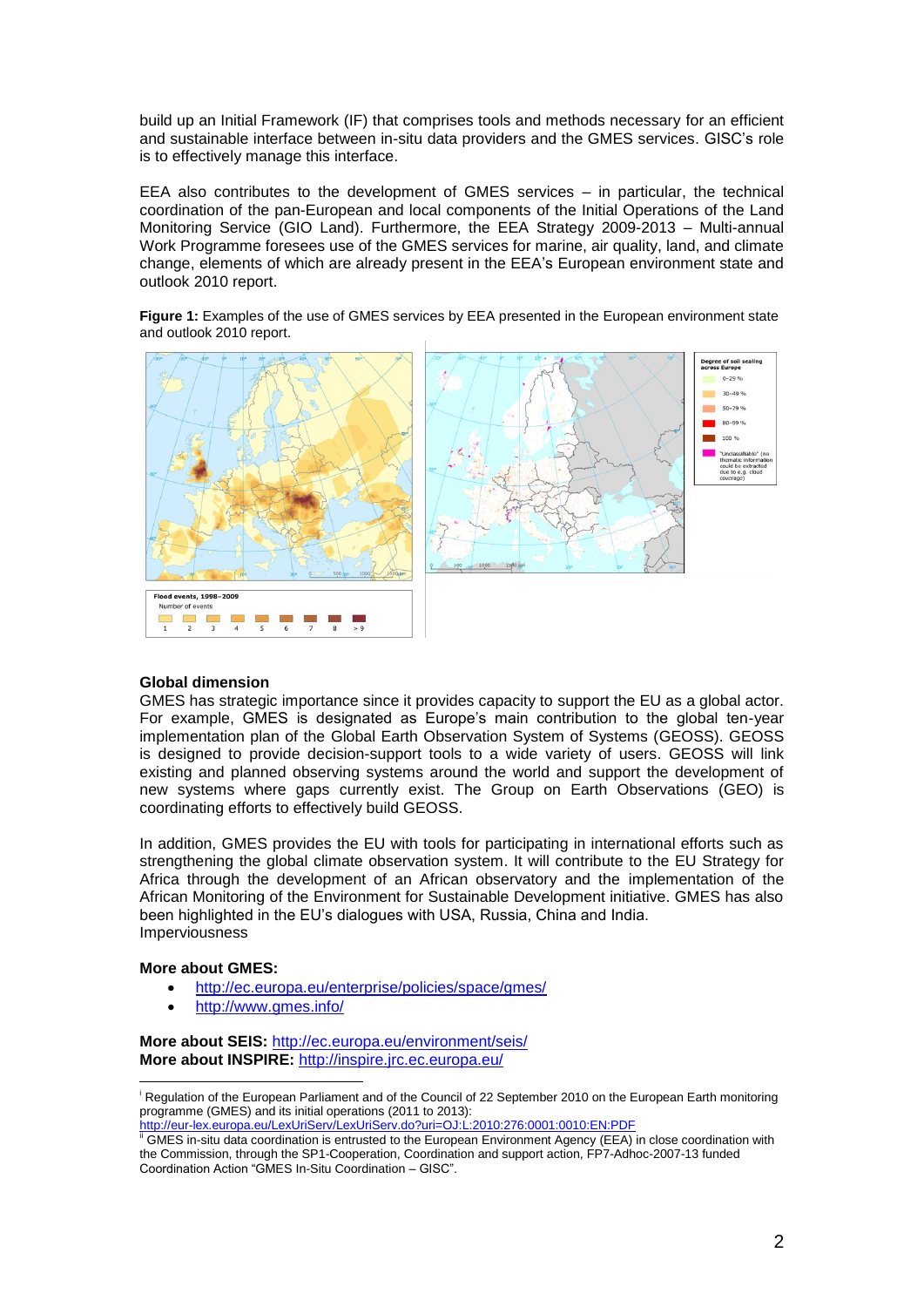build up an Initial Framework (IF) that comprises tools and methods necessary for an efficient and sustainable interface between in-situ data providers and the GMES services. GISC's role is to effectively manage this interface.

EEA also contributes to the development of GMES services – in particular, the technical coordination of the pan-European and local components of the Initial Operations of the Land Monitoring Service (GIO Land). Furthermore, the EEA Strategy 2009-2013 – Multi-annual Work Programme foresees use of the GMES services for marine, air quality, land, and climate change, elements of which are already present in the EEA's European environment state and outlook 2010 report.

**Figure 1:** Examples of the use of GMES services by EEA presented in the European environment state and outlook 2010 report.

Flood events, 1998–2009
Number of events
1 2 3 4 5 6 7 8 > 9

Degree of soil sealing across Europe
0–29 %
30–49 %
50–79 %
80–99 %
100 %
"Unclassifiable" (no thematic information could be extracted due to e.g. cloud coverage)

## Global dimension

GMES has strategic importance since it provides capacity to support the EU as a global actor. For example, GMES is designated as Europe's main contribution to the global ten-year implementation plan of the Global Earth Observation System of Systems (GEOSS). GEOSS is designed to provide decision-support tools to a wide variety of users. GEOSS will link existing and planned observing systems around the world and support the development of new systems where gaps currently exist. The Group on Earth Observations (GEO) is coordinating efforts to effectively build GEOSS.

In addition, GMES provides the EU with tools for participating in international efforts such as strengthening the global climate observation system. It will contribute to the EU Strategy for Africa through the development of an African observatory and the implementation of the African Monitoring of the Environment for Sustainable Development initiative. GMES has also been highlighted in the EU's dialogues with USA, Russia, China and India.
Imperviousness

**More about GMES:**

- http://ec.europa.eu/enterprise/policies/space/gmes/
- http://www.gmes.info/

**More about SEIS:** http://ec.europa.eu/environment/seis/
**More about INSPIRE:** http://inspire.jrc.ec.europa.eu/

---

[i] Regulation of the European Parliament and of the Council of 22 September 2010 on the European Earth monitoring programme (GMES) and its initial operations (2011 to 2013): http://eur-lex.europa.eu/LexUriServ/LexUriServ.do?uri=OJ:L:2010:276:0001:0010:EN:PDF

[ii] GMES in-situ data coordination is entrusted to the European Environment Agency (EEA) in close coordination with the Commission, through the SP1-Cooperation, Coordination and support action, FP7-Adhoc-2007-13 funded Coordination Action "GMES In-Situ Coordination – GISC".